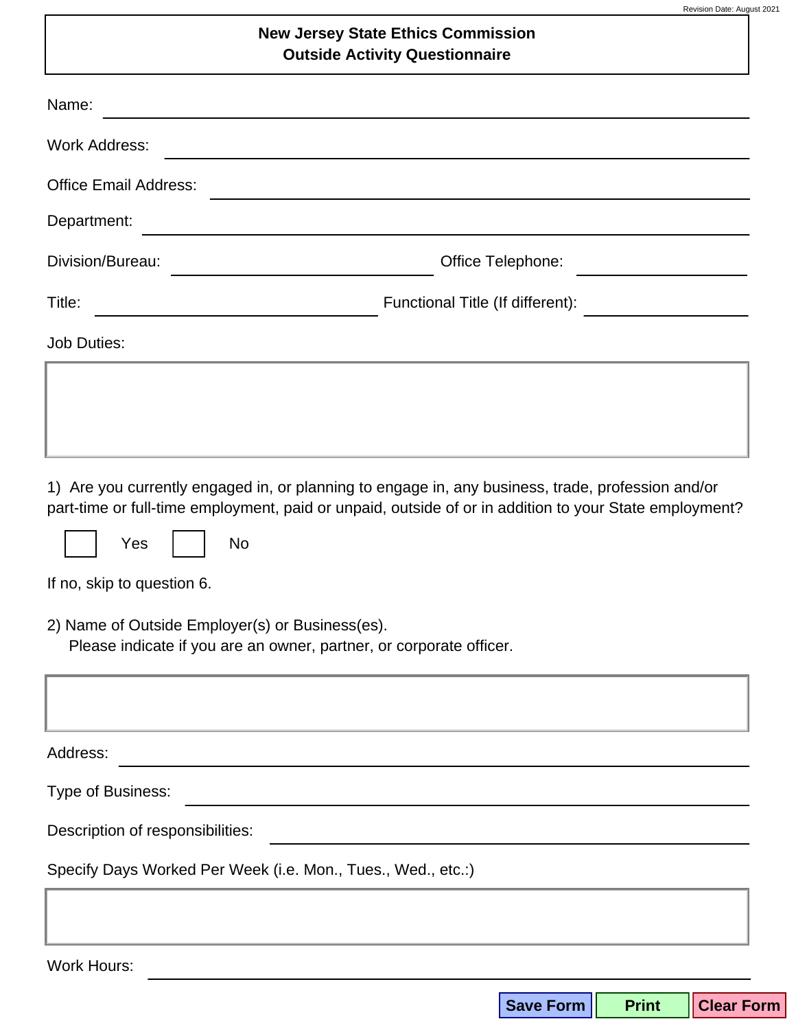Revision Date: August 2021

# New Jersey State Ethics Commission
## Outside Activity Questionnaire

Name: ______________________________

Work Address: ______________________________

Office Email Address: ______________________________

Department: ______________________________

Division/Bureau: ____________________ Office Telephone: ____________________

Title: ____________________ Functional Title (If different): ____________________

Job Duties:

______________________________

1) Are you currently engaged in, or planning to engage in, any business, trade, profession and/or part-time or full-time employment, paid or unpaid, outside of or in addition to your State employment?

☐ Yes ☐ No

If no, skip to question 6.

2) Name of Outside Employer(s) or Business(es).
Please indicate if you are an owner, partner, or corporate officer.

______________________________

Address: ______________________________

Type of Business: ______________________________

Description of responsibilities: ______________________________

Specify Days Worked Per Week (i.e. Mon., Tues., Wed., etc.:)

______________________________

Work Hours: ______________________________

Save Form | Print | Clear Form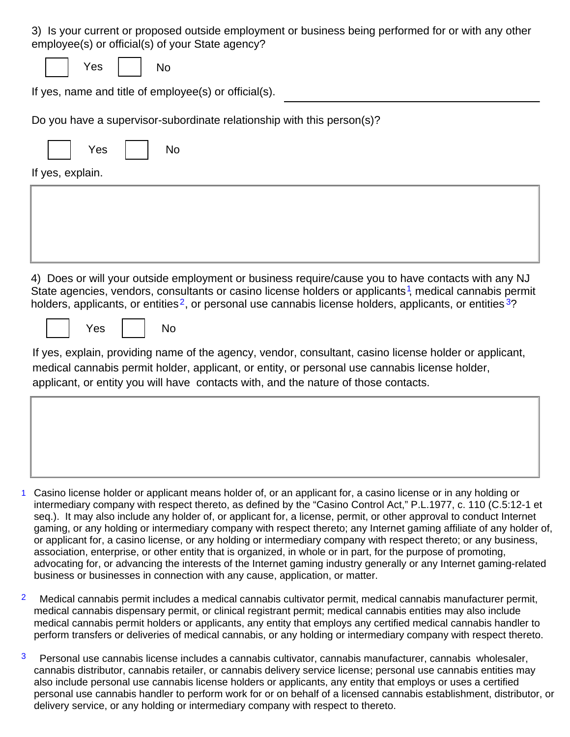3) Is your current or proposed outside employment or business being performed for or with any other employee(s) or official(s) of your State agency?

☐ Yes ☐ No

If yes, name and title of employee(s) or official(s). ______________________________

Do you have a supervisor-subordinate relationship with this person(s)?

☐ Yes ☐ No

If yes, explain.

4) Does or will your outside employment or business require/cause you to have contacts with any NJ State agencies, vendors, consultants or casino license holders or applicants[1], medical cannabis permit holders, applicants, or entities[2], or personal use cannabis license holders, applicants, or entities[3]?

☐ Yes ☐ No

If yes, explain, providing name of the agency, vendor, consultant, casino license holder or applicant, medical cannabis permit holder, applicant, or entity, or personal use cannabis license holder, applicant, or entity you will have contacts with, and the nature of those contacts.

[1] Casino license holder or applicant means holder of, or an applicant for, a casino license or in any holding or intermediary company with respect thereto, as defined by the "Casino Control Act," P.L.1977, c. 110 (C.5:12-1 et seq.). It may also include any holder of, or applicant for, a license, permit, or other approval to conduct Internet gaming, or any holding or intermediary company with respect thereto; any Internet gaming affiliate of any holder of, or applicant for, a casino license, or any holding or intermediary company with respect thereto; or any business, association, enterprise, or other entity that is organized, in whole or in part, for the purpose of promoting, advocating for, or advancing the interests of the Internet gaming industry generally or any Internet gaming-related business or businesses in connection with any cause, application, or matter.

[2] Medical cannabis permit includes a medical cannabis cultivator permit, medical cannabis manufacturer permit, medical cannabis dispensary permit, or clinical registrant permit; medical cannabis entities may also include medical cannabis permit holders or applicants, any entity that employs any certified medical cannabis handler to perform transfers or deliveries of medical cannabis, or any holding or intermediary company with respect thereto.

[3] Personal use cannabis license includes a cannabis cultivator, cannabis manufacturer, cannabis wholesaler, cannabis distributor, cannabis retailer, or cannabis delivery service license; personal use cannabis entities may also include personal use cannabis license holders or applicants, any entity that employs or uses a certified personal use cannabis handler to perform work for or on behalf of a licensed cannabis establishment, distributor, or delivery service, or any holding or intermediary company with respect to thereto.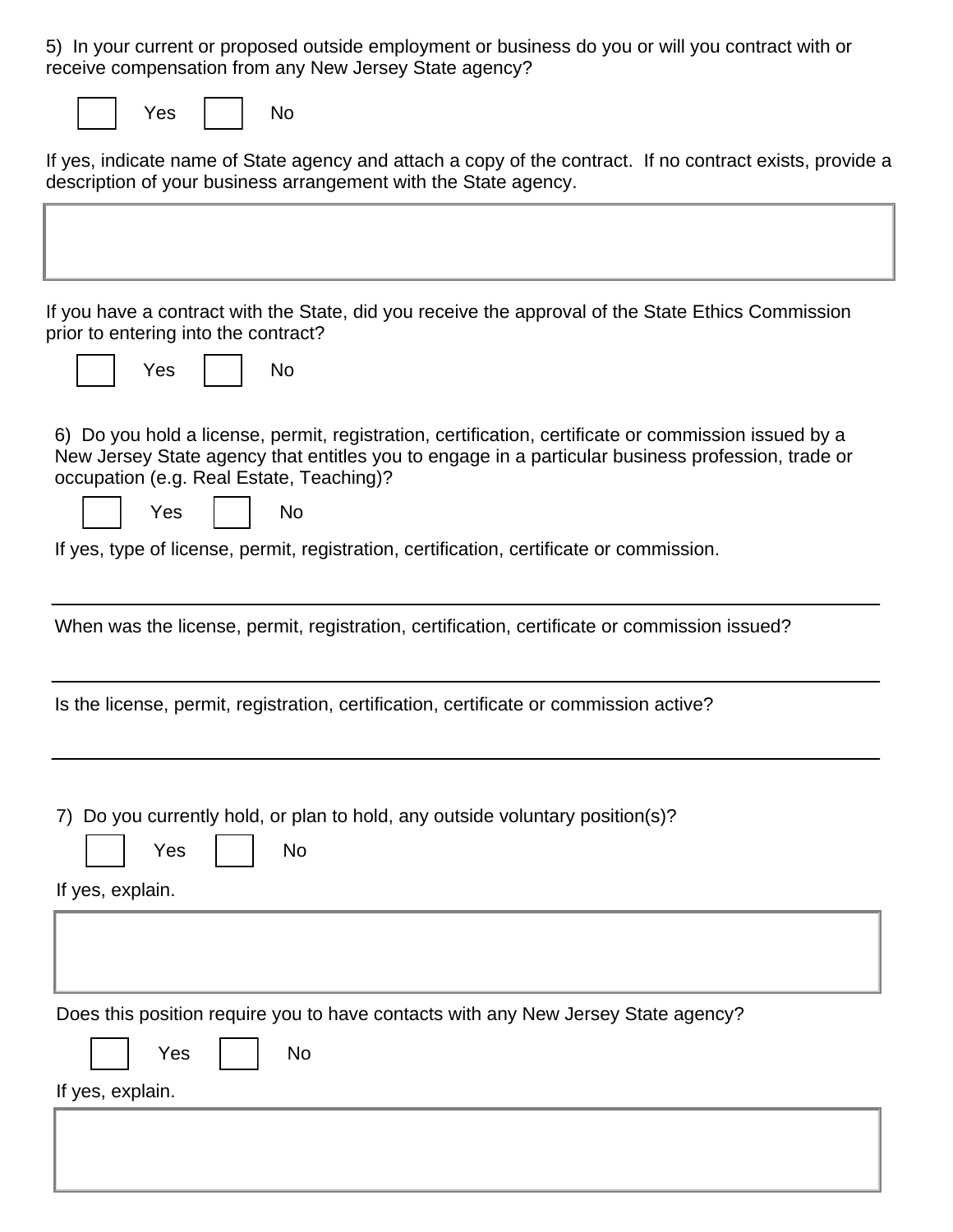5) In your current or proposed outside employment or business do you or will you contract with or receive compensation from any New Jersey State agency?

☐ Yes ☐ No

If yes, indicate name of State agency and attach a copy of the contract. If no contract exists, provide a description of your business arrangement with the State agency.

If you have a contract with the State, did you receive the approval of the State Ethics Commission prior to entering into the contract?

☐ Yes ☐ No

6) Do you hold a license, permit, registration, certification, certificate or commission issued by a New Jersey State agency that entitles you to engage in a particular business profession, trade or occupation (e.g. Real Estate, Teaching)?

☐ Yes ☐ No

If yes, type of license, permit, registration, certification, certificate or commission.

___

When was the license, permit, registration, certification, certificate or commission issued?

___

Is the license, permit, registration, certification, certificate or commission active?

___

7) Do you currently hold, or plan to hold, any outside voluntary position(s)?

☐ Yes ☐ No

If yes, explain.

Does this position require you to have contacts with any New Jersey State agency?

☐ Yes ☐ No

If yes, explain.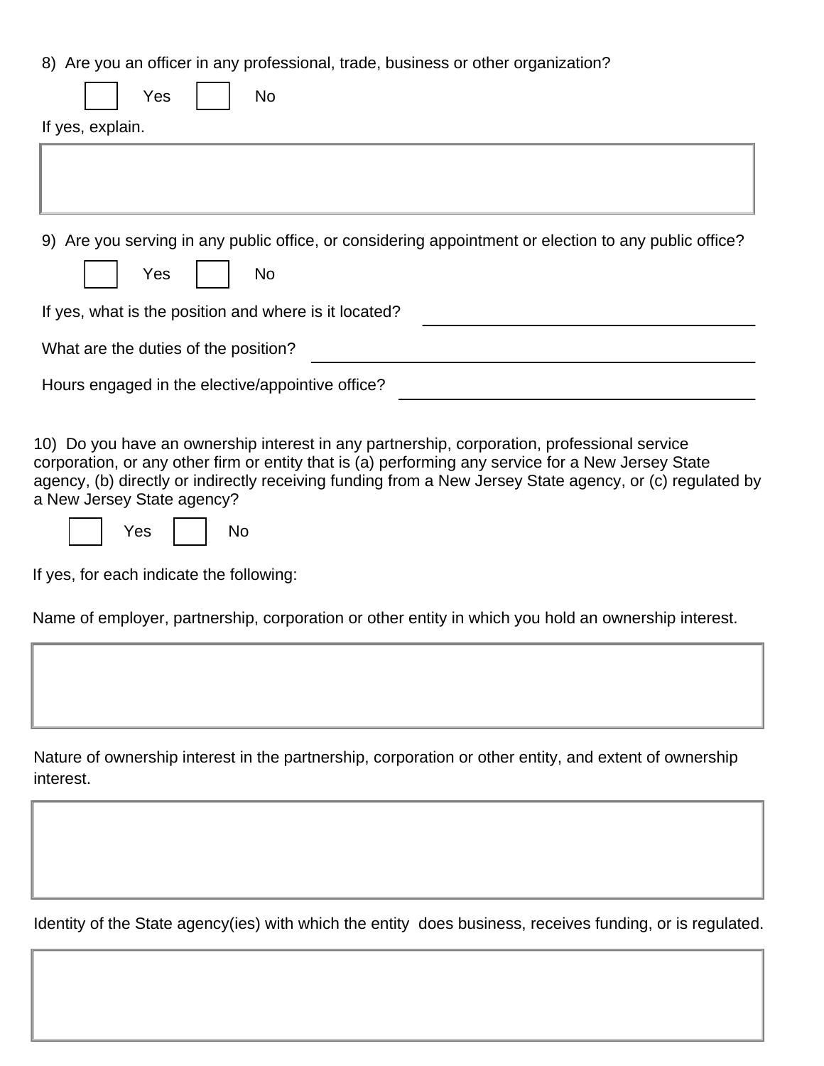8) Are you an officer in any professional, trade, business or other organization?

☐ Yes ☐ No

If yes, explain.

9) Are you serving in any public office, or considering appointment or election to any public office?

☐ Yes ☐ No

If yes, what is the position and where is it located? \_\_\_\_\_\_\_\_\_\_\_\_\_\_\_\_\_\_\_\_\_\_\_\_\_\_\_\_\_\_

What are the duties of the position? \_\_\_\_\_\_\_\_\_\_\_\_\_\_\_\_\_\_\_\_\_\_\_\_\_\_\_\_\_\_

Hours engaged in the elective/appointive office? \_\_\_\_\_\_\_\_\_\_\_\_\_\_\_\_\_\_\_\_\_\_\_\_\_\_\_\_\_\_

10) Do you have an ownership interest in any partnership, corporation, professional service corporation, or any other firm or entity that is (a) performing any service for a New Jersey State agency, (b) directly or indirectly receiving funding from a New Jersey State agency, or (c) regulated by a New Jersey State agency?

☐ Yes ☐ No

If yes, for each indicate the following:

Name of employer, partnership, corporation or other entity in which you hold an ownership interest.

Nature of ownership interest in the partnership, corporation or other entity, and extent of ownership interest.

Identity of the State agency(ies) with which the entity does business, receives funding, or is regulated.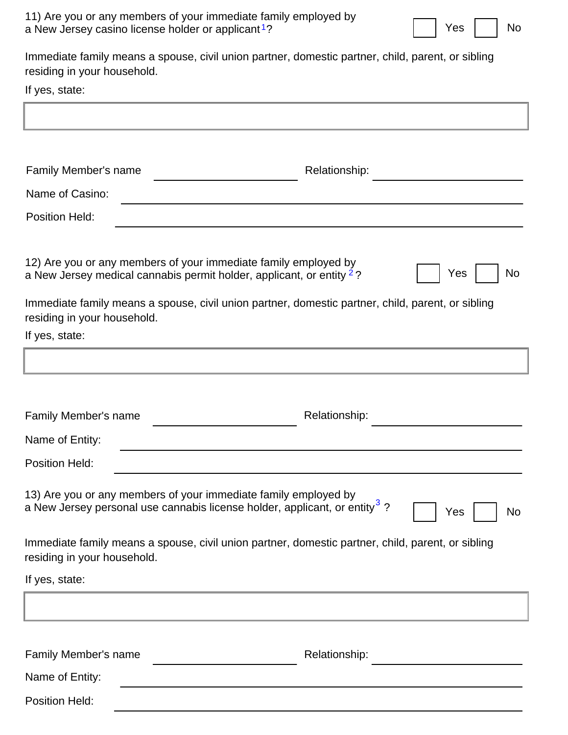11) Are you or any members of your immediate family employed by a New Jersey casino license holder or applicant[1]? ☐ Yes ☐ No

Immediate family means a spouse, civil union partner, domestic partner, child, parent, or sibling residing in your household.

If yes, state:

| |
|---|
| |

Family Member's name ______________________ Relationship: ______________________

Name of Casino: ______________________________________________

Position Held: ______________________________________________

12) Are you or any members of your immediate family employed by a New Jersey medical cannabis permit holder, applicant, or entity[2]? ☐ Yes ☐ No

Immediate family means a spouse, civil union partner, domestic partner, child, parent, or sibling residing in your household.

If yes, state:

| |
|---|
| |

Family Member's name ______________________ Relationship: ______________________

Name of Entity: ______________________________________________

Position Held: ______________________________________________

13) Are you or any members of your immediate family employed by a New Jersey personal use cannabis license holder, applicant, or entity[3]? ☐ Yes ☐ No

Immediate family means a spouse, civil union partner, domestic partner, child, parent, or sibling residing in your household.

If yes, state:

| |
|---|
| |

Family Member's name ______________________ Relationship: ______________________

Name of Entity: ______________________________________________

Position Held: ______________________________________________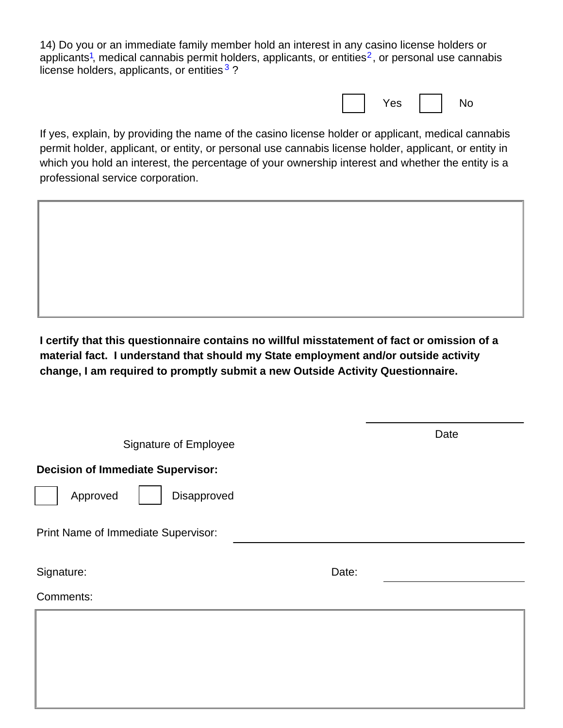14) Do you or an immediate family member hold an interest in any casino license holders or applicants[1], medical cannabis permit holders, applicants, or entities[2], or personal use cannabis license holders, applicants, or entities[3] ?

☐ Yes ☐ No

If yes, explain, by providing the name of the casino license holder or applicant, medical cannabis permit holder, applicant, or entity, or personal use cannabis license holder, applicant, or entity in which you hold an interest, the percentage of your ownership interest and whether the entity is a professional service corporation.

**I certify that this questionnaire contains no willful misstatement of fact or omission of a material fact. I understand that should my State employment and/or outside activity change, I am required to promptly submit a new Outside Activity Questionnaire.**

Signature of Employee ____________________ Date ____________________

**Decision of Immediate Supervisor:**

☐ Approved ☐ Disapproved

Print Name of Immediate Supervisor: ____________________

Signature: ____________________ Date: ____________________

Comments: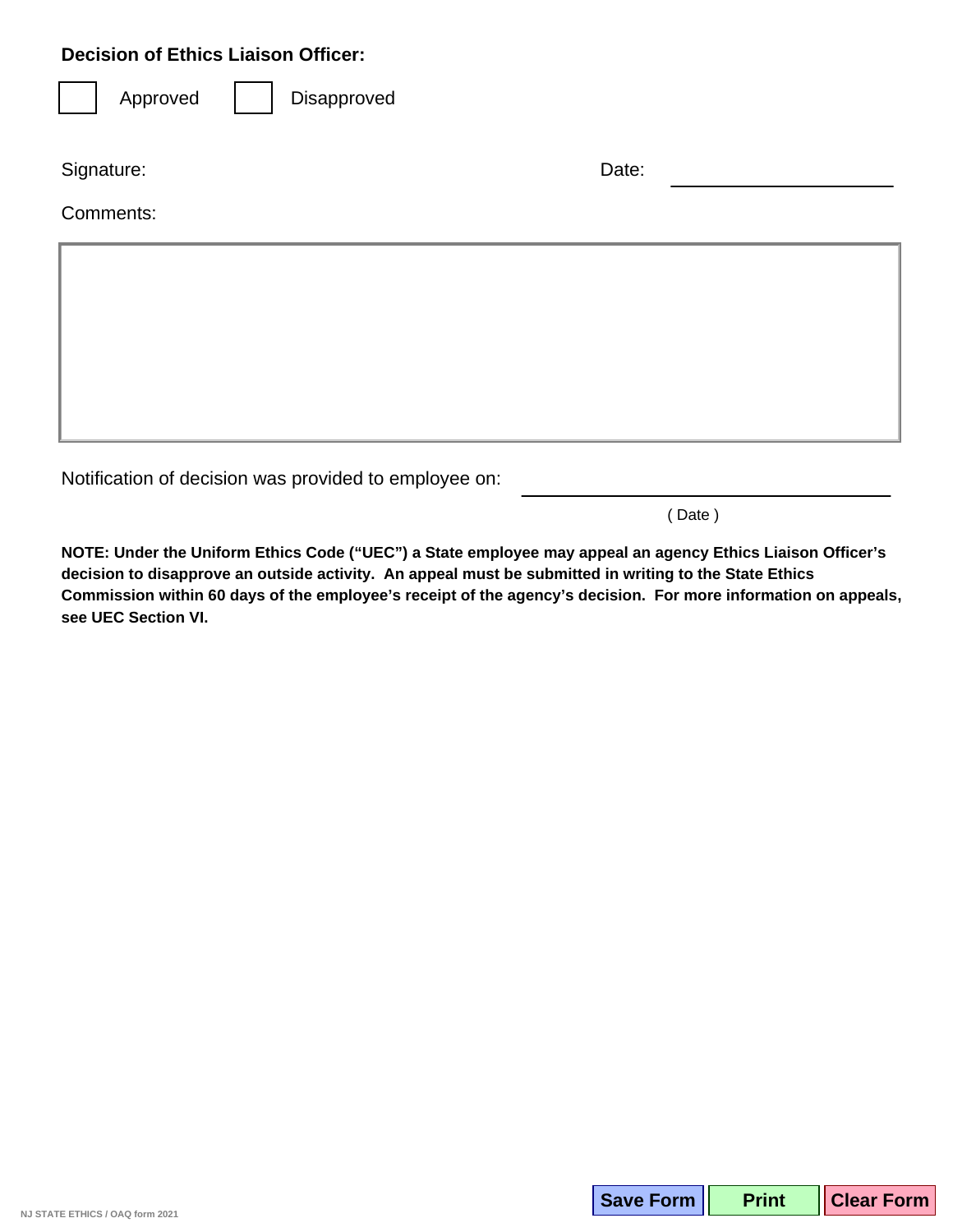**Decision of Ethics Liaison Officer:**

☐ Approved ☐ Disapproved

Signature: Date: ____________________

Comments:

Notification of decision was provided to employee on: ______________________________
( Date )

**NOTE: Under the Uniform Ethics Code ("UEC") a State employee may appeal an agency Ethics Liaison Officer's decision to disapprove an outside activity. An appeal must be submitted in writing to the State Ethics Commission within 60 days of the employee's receipt of the agency's decision. For more information on appeals, see UEC Section VI.**

Save Form | Print | Clear Form

NJ STATE ETHICS / OAQ form 2021